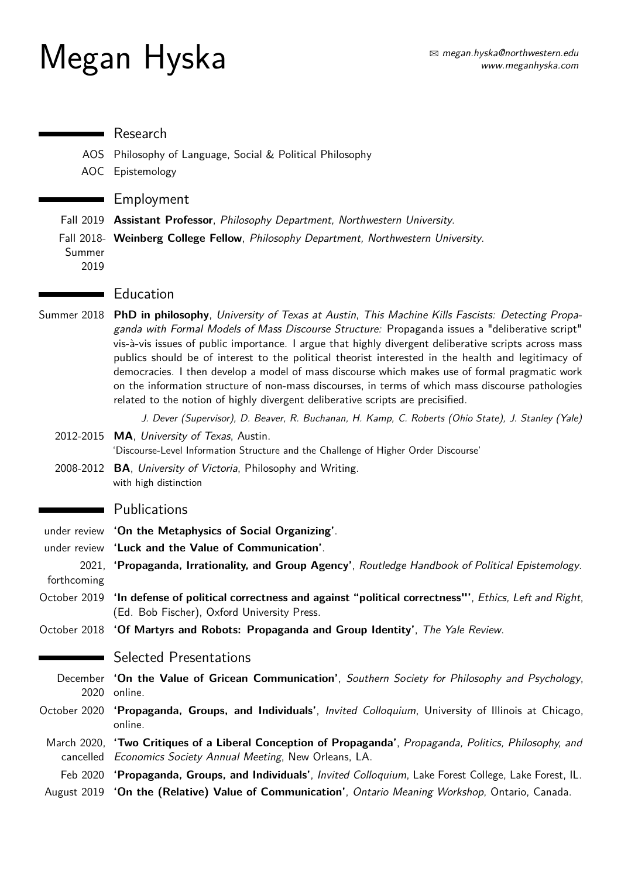# Megan Hyska

✉ megan.hyska@northwestern.edu
www.meganhyska.com

## Research

AOS Philosophy of Language, Social & Political Philosophy

AOC Epistemology

## Employment

Fall 2019 **Assistant Professor**, *Philosophy Department, Northwestern University*.

Fall 2018-Summer 2019 **Weinberg College Fellow**, *Philosophy Department, Northwestern University*.

## Education

Summer 2018 **PhD in philosophy**, *University of Texas at Austin*, *This Machine Kills Fascists: Detecting Propaganda with Formal Models of Mass Discourse Structure:* Propaganda issues a "deliberative script" vis-à-vis issues of public importance. I argue that highly divergent deliberative scripts across mass publics should be of interest to the political theorist interested in the health and legitimacy of democracies. I then develop a model of mass discourse which makes use of formal pragmatic work on the information structure of non-mass discourses, in terms of which mass discourse pathologies related to the notion of highly divergent deliberative scripts are precisified.

*J. Dever (Supervisor), D. Beaver, R. Buchanan, H. Kamp, C. Roberts (Ohio State), J. Stanley (Yale)*

2012-2015 **MA**, *University of Texas*, Austin.
'Discourse-Level Information Structure and the Challenge of Higher Order Discourse'

2008-2012 **BA**, *University of Victoria*, Philosophy and Writing.
with high distinction

## Publications

under review **'On the Metaphysics of Social Organizing'**.

under review **'Luck and the Value of Communication'**.

2021, forthcoming **'Propaganda, Irrationality, and Group Agency'**, *Routledge Handbook of Political Epistemology*.

October 2019 **'In defense of political correctness and against "political correctness"'**, *Ethics, Left and Right*, (Ed. Bob Fischer), Oxford University Press.

October 2018 **'Of Martyrs and Robots: Propaganda and Group Identity'**, *The Yale Review*.

## Selected Presentations

December 2020 **'On the Value of Gricean Communication'**, *Southern Society for Philosophy and Psychology*, online.

October 2020 **'Propaganda, Groups, and Individuals'**, *Invited Colloquium*, University of Illinois at Chicago, online.

March 2020, cancelled **'Two Critiques of a Liberal Conception of Propaganda'**, *Propaganda, Politics, Philosophy, and Economics Society Annual Meeting*, New Orleans, LA.

Feb 2020 **'Propaganda, Groups, and Individuals'**, *Invited Colloquium*, Lake Forest College, Lake Forest, IL.

August 2019 **'On the (Relative) Value of Communication'**, *Ontario Meaning Workshop*, Ontario, Canada.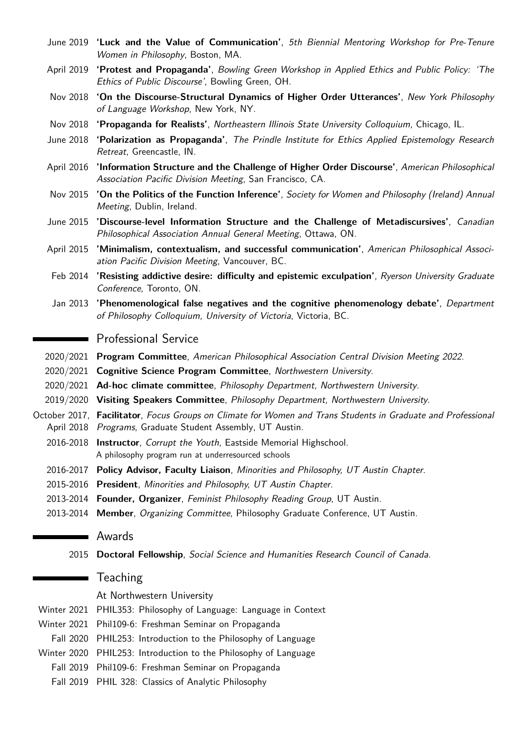- June 2019 **'Luck and the Value of Communication'**, *5th Biennial Mentoring Workshop for Pre-Tenure Women in Philosophy*, Boston, MA.
- April 2019 **'Protest and Propaganda'**, *Bowling Green Workshop in Applied Ethics and Public Policy: 'The Ethics of Public Discourse'*, Bowling Green, OH.
- Nov 2018 **'On the Discourse-Structural Dynamics of Higher Order Utterances'**, *New York Philosophy of Language Workshop*, New York, NY.
- Nov 2018 **'Propaganda for Realists'**, *Northeastern Illinois State University Colloquium*, Chicago, IL.
- June 2018 **'Polarization as Propaganda'**, *The Prindle Institute for Ethics Applied Epistemology Research Retreat*, Greencastle, IN.
- April 2016 **'Information Structure and the Challenge of Higher Order Discourse'**, *American Philosophical Association Pacific Division Meeting*, San Francisco, CA.
- Nov 2015 **'On the Politics of the Function Inference'**, *Society for Women and Philosophy (Ireland) Annual Meeting*, Dublin, Ireland.
- June 2015 **'Discourse-level Information Structure and the Challenge of Metadiscursives'**, *Canadian Philosophical Association Annual General Meeting*, Ottawa, ON.
- April 2015 **'Minimalism, contextualism, and successful communication'**, *American Philosophical Association Pacific Division Meeting*, Vancouver, BC.
- Feb 2014 **'Resisting addictive desire: difficulty and epistemic exculpation'**, *Ryerson University Graduate Conference*, Toronto, ON.
- Jan 2013 **'Phenomenological false negatives and the cognitive phenomenology debate'**, *Department of Philosophy Colloquium, University of Victoria*, Victoria, BC.

## Professional Service

- 2020/2021 **Program Committee**, *American Philosophical Association Central Division Meeting 2022*.
- 2020/2021 **Cognitive Science Program Committee**, *Northwestern University*.
- 2020/2021 **Ad-hoc climate committee**, *Philosophy Department, Northwestern University*.
- 2019/2020 **Visiting Speakers Committee**, *Philosophy Department, Northwestern University*.
- October 2017, April 2018 **Facilitator**, *Focus Groups on Climate for Women and Trans Students in Graduate and Professional Programs*, Graduate Student Assembly, UT Austin.
- 2016-2018 **Instructor**, *Corrupt the Youth*, Eastside Memorial Highschool.
  A philosophy program run at underresourced schools
- 2016-2017 **Policy Advisor, Faculty Liaison**, *Minorities and Philosophy, UT Austin Chapter*.
- 2015-2016 **President**, *Minorities and Philosophy, UT Austin Chapter*.
- 2013-2014 **Founder, Organizer**, *Feminist Philosophy Reading Group*, UT Austin.
- 2013-2014 **Member**, *Organizing Committee*, Philosophy Graduate Conference, UT Austin.

## Awards

- 2015 **Doctoral Fellowship**, *Social Science and Humanities Research Council of Canada*.

## Teaching

At Northwestern University

- Winter 2021 PHIL353: Philosophy of Language: Language in Context
- Winter 2021 Phil109-6: Freshman Seminar on Propaganda
- Fall 2020 PHIL253: Introduction to the Philosophy of Language
- Winter 2020 PHIL253: Introduction to the Philosophy of Language
- Fall 2019 Phil109-6: Freshman Seminar on Propaganda
- Fall 2019 PHIL 328: Classics of Analytic Philosophy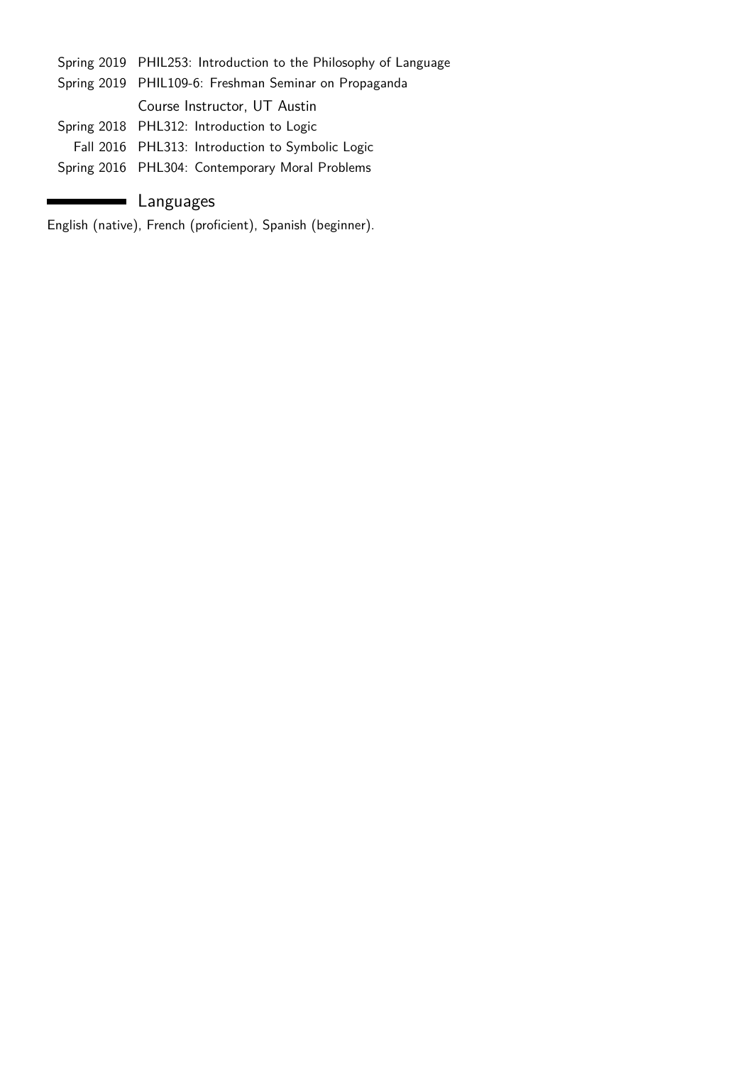Spring 2019 PHIL253: Introduction to the Philosophy of Language

Spring 2019 PHIL109-6: Freshman Seminar on Propaganda

Course Instructor, UT Austin

Spring 2018 PHL312: Introduction to Logic

Fall 2016 PHL313: Introduction to Symbolic Logic

Spring 2016 PHL304: Contemporary Moral Problems

## Languages

English (native), French (proficient), Spanish (beginner).